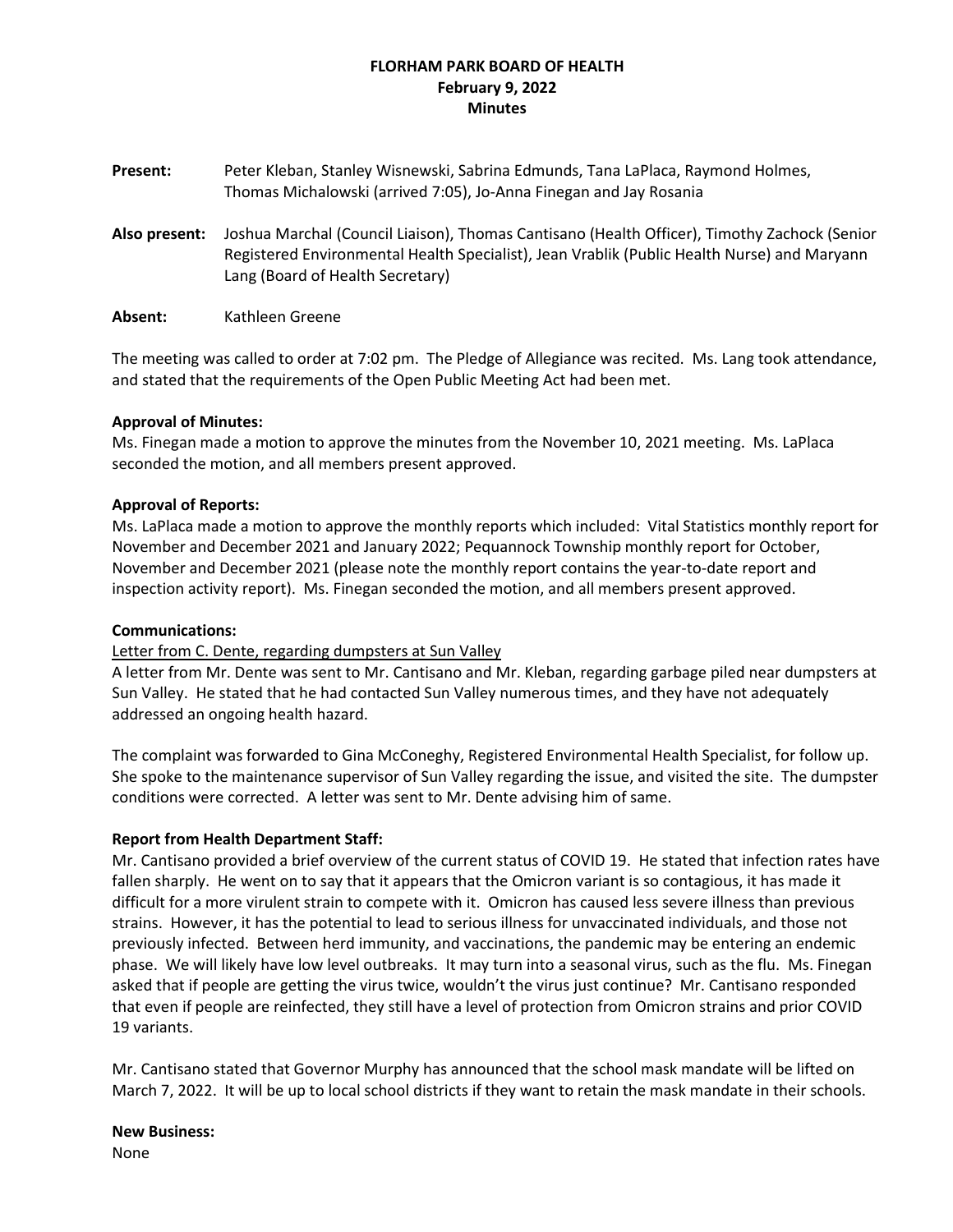# FLORHAM PARK BOARD OF HEALTH
## February 9, 2022
## Minutes

**Present:** Peter Kleban, Stanley Wisnewski, Sabrina Edmunds, Tana LaPlaca, Raymond Holmes, Thomas Michalowski (arrived 7:05), Jo-Anna Finegan and Jay Rosania

**Also present:** Joshua Marchal (Council Liaison), Thomas Cantisano (Health Officer), Timothy Zachock (Senior Registered Environmental Health Specialist), Jean Vrablik (Public Health Nurse) and Maryann Lang (Board of Health Secretary)

**Absent:** Kathleen Greene

The meeting was called to order at 7:02 pm. The Pledge of Allegiance was recited. Ms. Lang took attendance, and stated that the requirements of the Open Public Meeting Act had been met.

**Approval of Minutes:**
Ms. Finegan made a motion to approve the minutes from the November 10, 2021 meeting. Ms. LaPlaca seconded the motion, and all members present approved.

**Approval of Reports:**
Ms. LaPlaca made a motion to approve the monthly reports which included: Vital Statistics monthly report for November and December 2021 and January 2022; Pequannock Township monthly report for October, November and December 2021 (please note the monthly report contains the year-to-date report and inspection activity report). Ms. Finegan seconded the motion, and all members present approved.

**Communications:**

<u>Letter from C. Dente, regarding dumpsters at Sun Valley</u>

A letter from Mr. Dente was sent to Mr. Cantisano and Mr. Kleban, regarding garbage piled near dumpsters at Sun Valley. He stated that he had contacted Sun Valley numerous times, and they have not adequately addressed an ongoing health hazard.

The complaint was forwarded to Gina McConeghy, Registered Environmental Health Specialist, for follow up. She spoke to the maintenance supervisor of Sun Valley regarding the issue, and visited the site. The dumpster conditions were corrected. A letter was sent to Mr. Dente advising him of same.

**Report from Health Department Staff:**
Mr. Cantisano provided a brief overview of the current status of COVID 19. He stated that infection rates have fallen sharply. He went on to say that it appears that the Omicron variant is so contagious, it has made it difficult for a more virulent strain to compete with it. Omicron has caused less severe illness than previous strains. However, it has the potential to lead to serious illness for unvaccinated individuals, and those not previously infected. Between herd immunity, and vaccinations, the pandemic may be entering an endemic phase. We will likely have low level outbreaks. It may turn into a seasonal virus, such as the flu. Ms. Finegan asked that if people are getting the virus twice, wouldn't the virus just continue? Mr. Cantisano responded that even if people are reinfected, they still have a level of protection from Omicron strains and prior COVID 19 variants.

Mr. Cantisano stated that Governor Murphy has announced that the school mask mandate will be lifted on March 7, 2022. It will be up to local school districts if they want to retain the mask mandate in their schools.

**New Business:**
None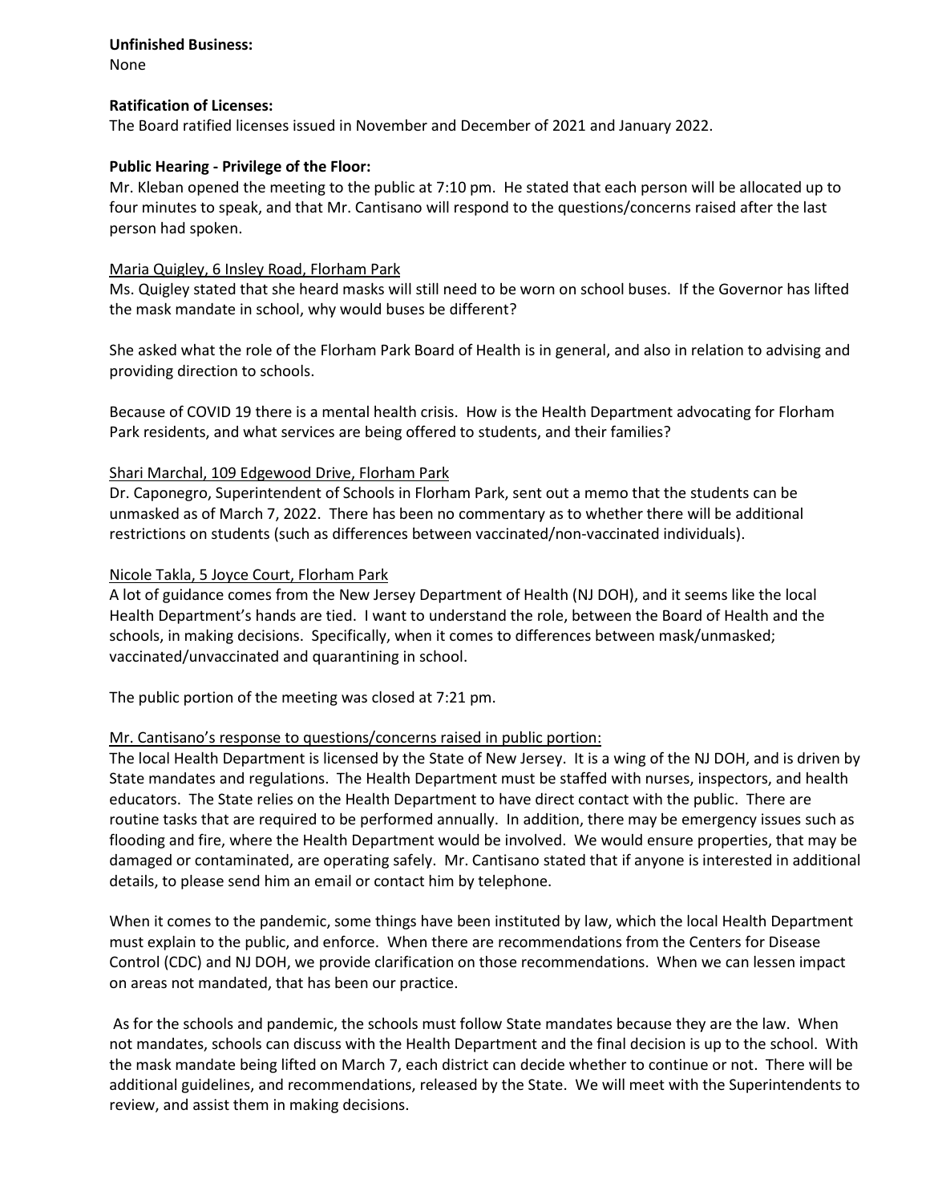**Unfinished Business:**
None

**Ratification of Licenses:**
The Board ratified licenses issued in November and December of 2021 and January 2022.

**Public Hearing - Privilege of the Floor:**
Mr. Kleban opened the meeting to the public at 7:10 pm. He stated that each person will be allocated up to four minutes to speak, and that Mr. Cantisano will respond to the questions/concerns raised after the last person had spoken.

<u>Maria Quigley, 6 Insley Road, Florham Park</u>
Ms. Quigley stated that she heard masks will still need to be worn on school buses. If the Governor has lifted the mask mandate in school, why would buses be different?

She asked what the role of the Florham Park Board of Health is in general, and also in relation to advising and providing direction to schools.

Because of COVID 19 there is a mental health crisis. How is the Health Department advocating for Florham Park residents, and what services are being offered to students, and their families?

<u>Shari Marchal, 109 Edgewood Drive, Florham Park</u>
Dr. Caponegro, Superintendent of Schools in Florham Park, sent out a memo that the students can be unmasked as of March 7, 2022. There has been no commentary as to whether there will be additional restrictions on students (such as differences between vaccinated/non-vaccinated individuals).

<u>Nicole Takla, 5 Joyce Court, Florham Park</u>
A lot of guidance comes from the New Jersey Department of Health (NJ DOH), and it seems like the local Health Department's hands are tied. I want to understand the role, between the Board of Health and the schools, in making decisions. Specifically, when it comes to differences between mask/unmasked; vaccinated/unvaccinated and quarantining in school.

The public portion of the meeting was closed at 7:21 pm.

<u>Mr. Cantisano's response to questions/concerns raised in public portion:</u>
The local Health Department is licensed by the State of New Jersey. It is a wing of the NJ DOH, and is driven by State mandates and regulations. The Health Department must be staffed with nurses, inspectors, and health educators. The State relies on the Health Department to have direct contact with the public. There are routine tasks that are required to be performed annually. In addition, there may be emergency issues such as flooding and fire, where the Health Department would be involved. We would ensure properties, that may be damaged or contaminated, are operating safely. Mr. Cantisano stated that if anyone is interested in additional details, to please send him an email or contact him by telephone.

When it comes to the pandemic, some things have been instituted by law, which the local Health Department must explain to the public, and enforce. When there are recommendations from the Centers for Disease Control (CDC) and NJ DOH, we provide clarification on those recommendations. When we can lessen impact on areas not mandated, that has been our practice.

As for the schools and pandemic, the schools must follow State mandates because they are the law. When not mandates, schools can discuss with the Health Department and the final decision is up to the school. With the mask mandate being lifted on March 7, each district can decide whether to continue or not. There will be additional guidelines, and recommendations, released by the State. We will meet with the Superintendents to review, and assist them in making decisions.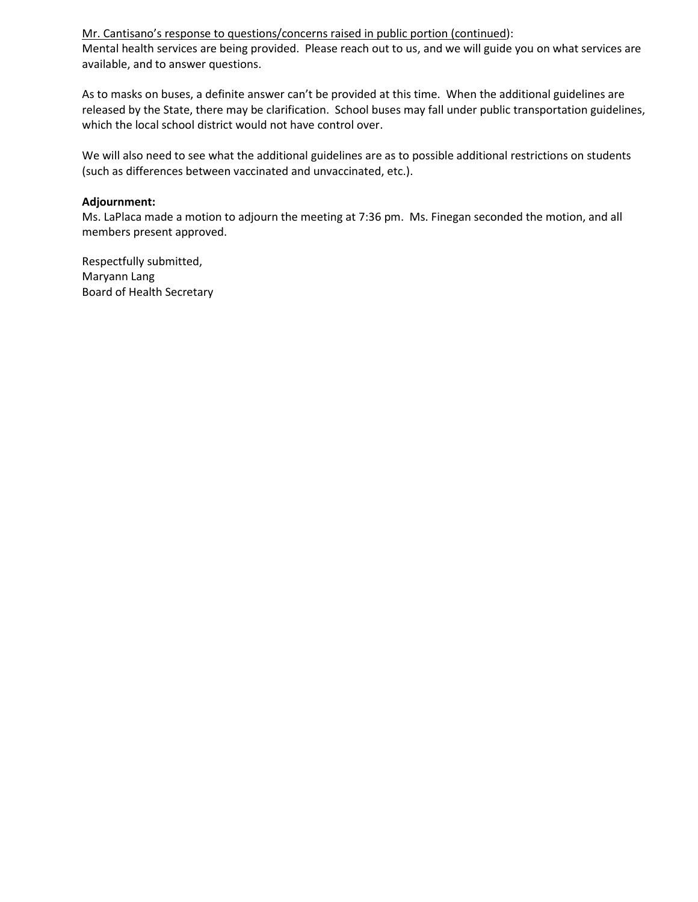<u>Mr. Cantisano's response to questions/concerns raised in public portion (continued)</u>:
Mental health services are being provided. Please reach out to us, and we will guide you on what services are available, and to answer questions.

As to masks on buses, a definite answer can't be provided at this time. When the additional guidelines are released by the State, there may be clarification. School buses may fall under public transportation guidelines, which the local school district would not have control over.

We will also need to see what the additional guidelines are as to possible additional restrictions on students (such as differences between vaccinated and unvaccinated, etc.).

**Adjournment:**
Ms. LaPlaca made a motion to adjourn the meeting at 7:36 pm. Ms. Finegan seconded the motion, and all members present approved.

Respectfully submitted,
Maryann Lang
Board of Health Secretary